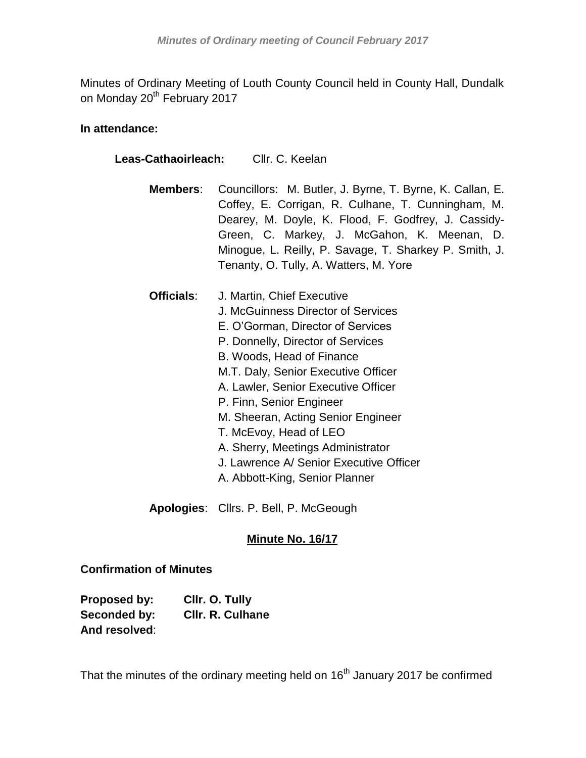Minutes of Ordinary Meeting of Louth County Council held in County Hall, Dundalk on Monday 20th February 2017

**In attendance:**

**Leas-Cathaoirleach:** Cllr. C. Keelan

**Members**: Councillors: M. Butler, J. Byrne, T. Byrne, K. Callan, E. Coffey, E. Corrigan, R. Culhane, T. Cunningham, M. Dearey, M. Doyle, K. Flood, F. Godfrey, J. Cassidy-Green, C. Markey, J. McGahon, K. Meenan, D. Minogue, L. Reilly, P. Savage, T. Sharkey P. Smith, J. Tenanty, O. Tully, A. Watters, M. Yore

**Officials**:
J. Martin, Chief Executive
J. McGuinness Director of Services
E. O'Gorman, Director of Services
P. Donnelly, Director of Services
B. Woods, Head of Finance
M.T. Daly, Senior Executive Officer
A. Lawler, Senior Executive Officer
P. Finn, Senior Engineer
M. Sheeran, Acting Senior Engineer
T. McEvoy, Head of LEO
A. Sherry, Meetings Administrator
J. Lawrence A/ Senior Executive Officer
A. Abbott-King, Senior Planner

**Apologies**: Cllrs. P. Bell, P. McGeough

## Minute No. 16/17

**Confirmation of Minutes**

**Proposed by:** **Cllr. O. Tully**
**Seconded by:** **Cllr. R. Culhane**
**And resolved**:

That the minutes of the ordinary meeting held on 16th January 2017 be confirmed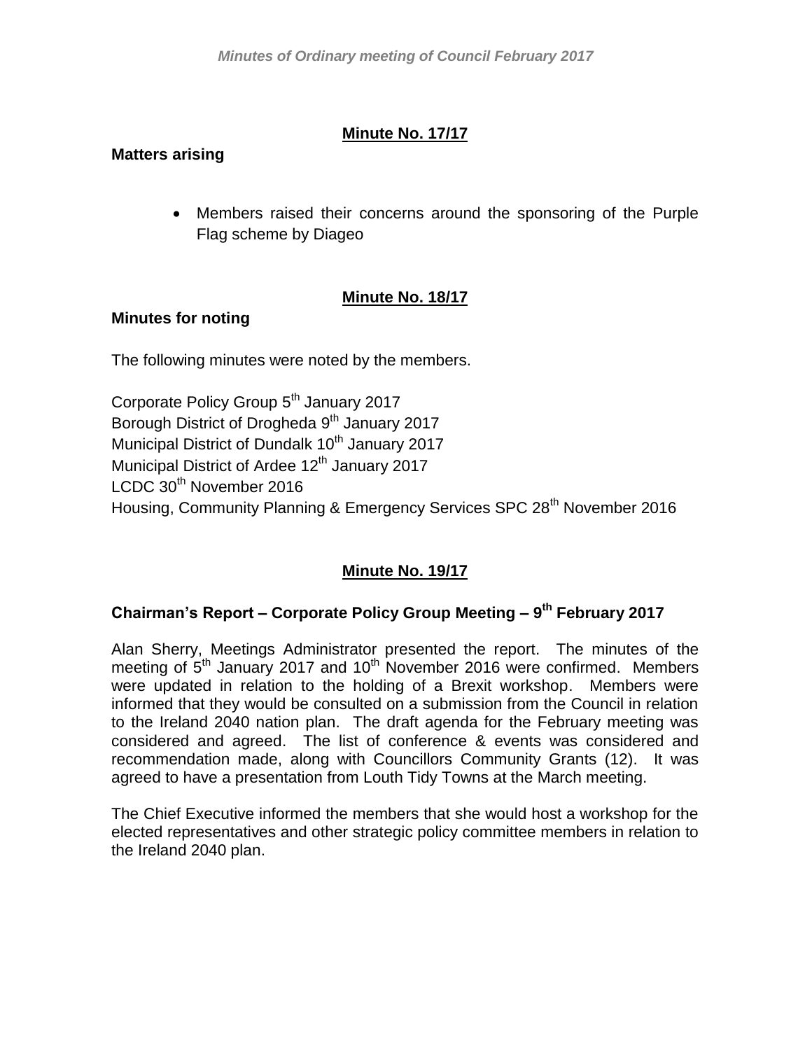## Minute No. 17/17

**Matters arising**

- Members raised their concerns around the sponsoring of the Purple Flag scheme by Diageo

## Minute No. 18/17

**Minutes for noting**

The following minutes were noted by the members.

Corporate Policy Group 5th January 2017
Borough District of Drogheda 9th January 2017
Municipal District of Dundalk 10th January 2017
Municipal District of Ardee 12th January 2017
LCDC 30th November 2016
Housing, Community Planning & Emergency Services SPC 28th November 2016

## Minute No. 19/17

**Chairman's Report – Corporate Policy Group Meeting – 9th February 2017**

Alan Sherry, Meetings Administrator presented the report. The minutes of the meeting of 5th January 2017 and 10th November 2016 were confirmed. Members were updated in relation to the holding of a Brexit workshop. Members were informed that they would be consulted on a submission from the Council in relation to the Ireland 2040 nation plan. The draft agenda for the February meeting was considered and agreed. The list of conference & events was considered and recommendation made, along with Councillors Community Grants (12). It was agreed to have a presentation from Louth Tidy Towns at the March meeting.

The Chief Executive informed the members that she would host a workshop for the elected representatives and other strategic policy committee members in relation to the Ireland 2040 plan.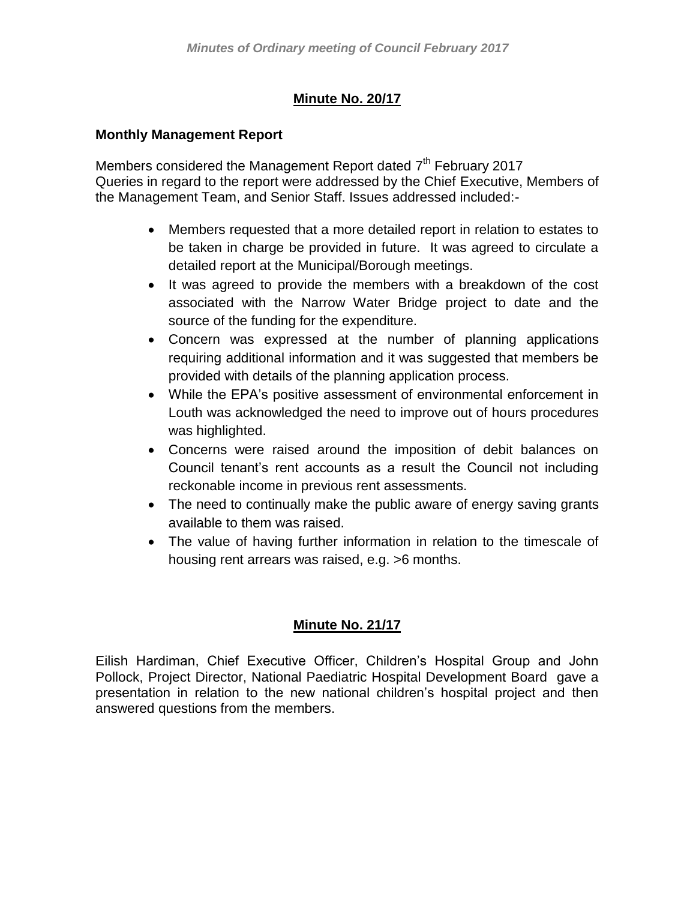## Minute No. 20/17

### Monthly Management Report

Members considered the Management Report dated 7th February 2017
Queries in regard to the report were addressed by the Chief Executive, Members of the Management Team, and Senior Staff. Issues addressed included:-

- Members requested that a more detailed report in relation to estates to be taken in charge be provided in future. It was agreed to circulate a detailed report at the Municipal/Borough meetings.
- It was agreed to provide the members with a breakdown of the cost associated with the Narrow Water Bridge project to date and the source of the funding for the expenditure.
- Concern was expressed at the number of planning applications requiring additional information and it was suggested that members be provided with details of the planning application process.
- While the EPA's positive assessment of environmental enforcement in Louth was acknowledged the need to improve out of hours procedures was highlighted.
- Concerns were raised around the imposition of debit balances on Council tenant's rent accounts as a result the Council not including reckonable income in previous rent assessments.
- The need to continually make the public aware of energy saving grants available to them was raised.
- The value of having further information in relation to the timescale of housing rent arrears was raised, e.g. >6 months.

## Minute No. 21/17

Eilish Hardiman, Chief Executive Officer, Children's Hospital Group and John Pollock, Project Director, National Paediatric Hospital Development Board gave a presentation in relation to the new national children's hospital project and then answered questions from the members.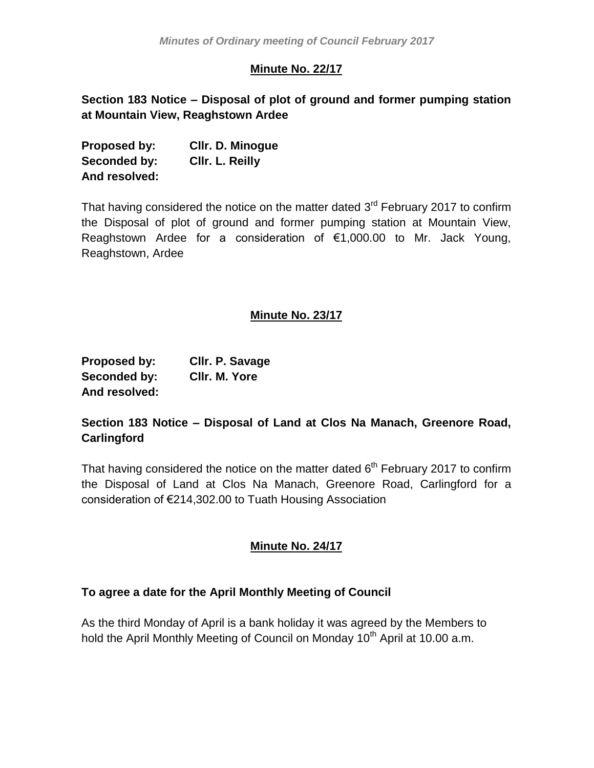## Minute No. 22/17

**Section 183 Notice – Disposal of plot of ground and former pumping station at Mountain View, Reaghstown Ardee**

**Proposed by:** **Cllr. D. Minogue**
**Seconded by:** **Cllr. L. Reilly**
**And resolved:**

That having considered the notice on the matter dated 3rd February 2017 to confirm the Disposal of plot of ground and former pumping station at Mountain View, Reaghstown Ardee for a consideration of €1,000.00 to Mr. Jack Young, Reaghstown, Ardee

## Minute No. 23/17

**Proposed by:** **Cllr. P. Savage**
**Seconded by:** **Cllr. M. Yore**
**And resolved:**

**Section 183 Notice – Disposal of Land at Clos Na Manach, Greenore Road, Carlingford**

That having considered the notice on the matter dated 6th February 2017 to confirm the Disposal of Land at Clos Na Manach, Greenore Road, Carlingford for a consideration of €214,302.00 to Tuath Housing Association

## Minute No. 24/17

**To agree a date for the April Monthly Meeting of Council**

As the third Monday of April is a bank holiday it was agreed by the Members to hold the April Monthly Meeting of Council on Monday 10th April at 10.00 a.m.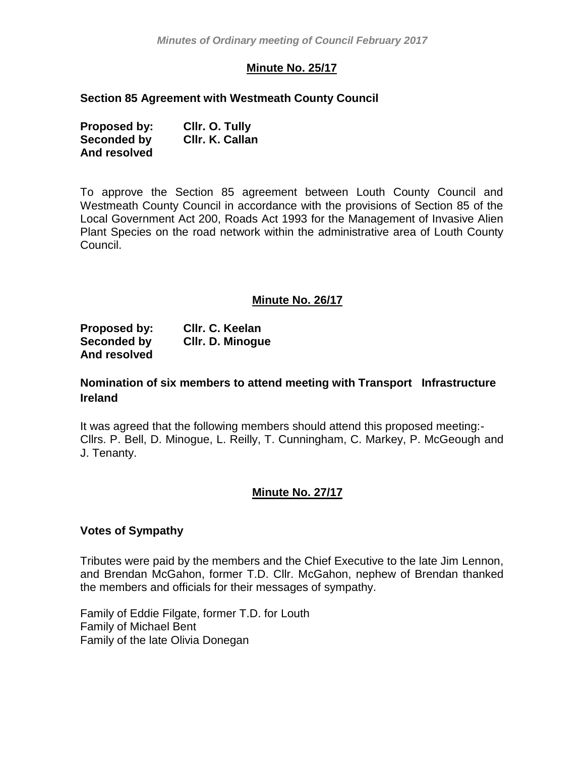## Minute No. 25/17

**Section 85 Agreement with Westmeath County Council**

**Proposed by:** **Cllr. O. Tully**
**Seconded by** **Cllr. K. Callan**
**And resolved**

To approve the Section 85 agreement between Louth County Council and Westmeath County Council in accordance with the provisions of Section 85 of the Local Government Act 200, Roads Act 1993 for the Management of Invasive Alien Plant Species on the road network within the administrative area of Louth County Council.

## Minute No. 26/17

**Proposed by:** **Cllr. C. Keelan**
**Seconded by** **Cllr. D. Minogue**
**And resolved**

**Nomination of six members to attend meeting with Transport Infrastructure Ireland**

It was agreed that the following members should attend this proposed meeting:- Cllrs. P. Bell, D. Minogue, L. Reilly, T. Cunningham, C. Markey, P. McGeough and J. Tenanty.

## Minute No. 27/17

**Votes of Sympathy**

Tributes were paid by the members and the Chief Executive to the late Jim Lennon, and Brendan McGahon, former T.D. Cllr. McGahon, nephew of Brendan thanked the members and officials for their messages of sympathy.

Family of Eddie Filgate, former T.D. for Louth
Family of Michael Bent
Family of the late Olivia Donegan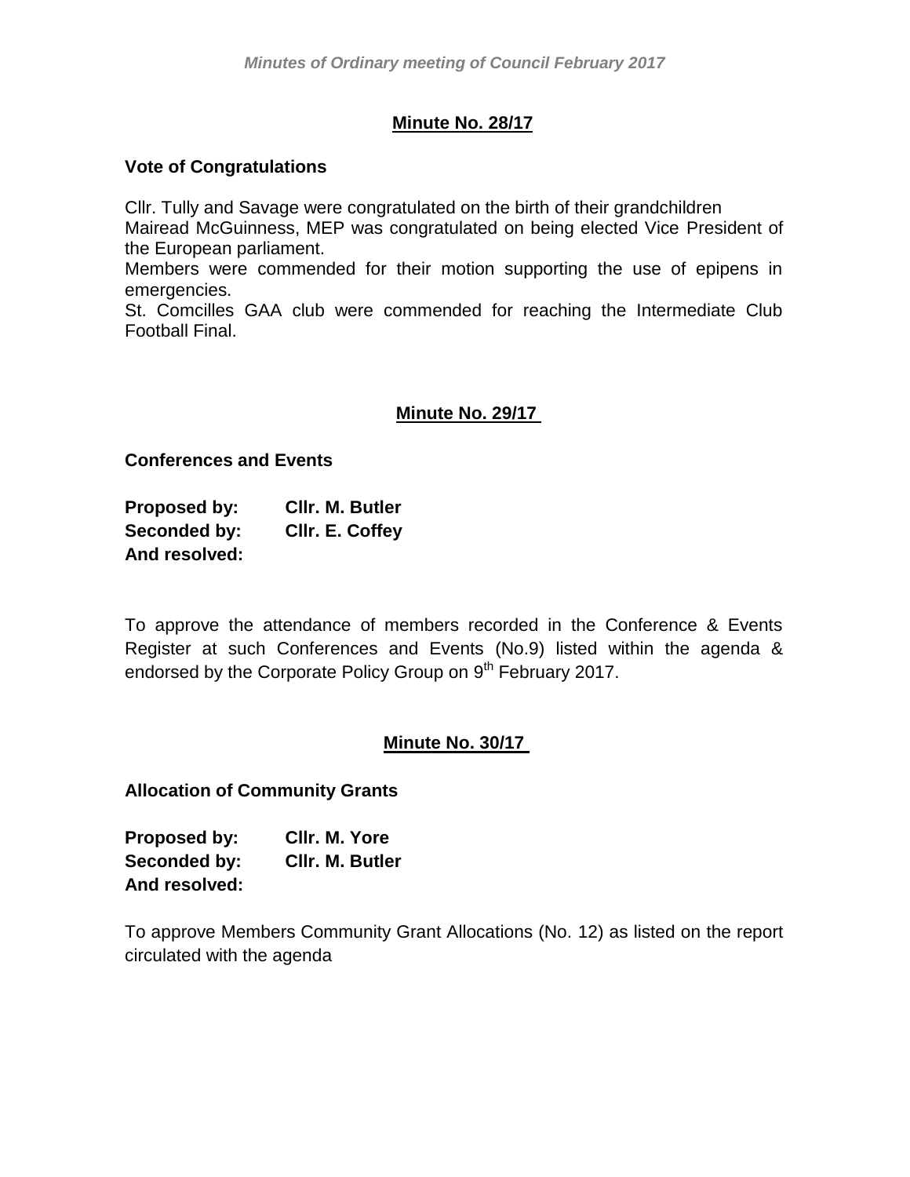## Minute No. 28/17

**Vote of Congratulations**

Cllr. Tully and Savage were congratulated on the birth of their grandchildren
Mairead McGuinness, MEP was congratulated on being elected Vice President of the European parliament.
Members were commended for their motion supporting the use of epipens in emergencies.
St. Comcilles GAA club were commended for reaching the Intermediate Club Football Final.

## Minute No. 29/17

**Conferences and Events**

**Proposed by:** **Cllr. M. Butler**
**Seconded by:** **Cllr. E. Coffey**
**And resolved:**

To approve the attendance of members recorded in the Conference & Events Register at such Conferences and Events (No.9) listed within the agenda & endorsed by the Corporate Policy Group on 9th February 2017.

## Minute No. 30/17

**Allocation of Community Grants**

**Proposed by:** **Cllr. M. Yore**
**Seconded by:** **Cllr. M. Butler**
**And resolved:**

To approve Members Community Grant Allocations (No. 12) as listed on the report circulated with the agenda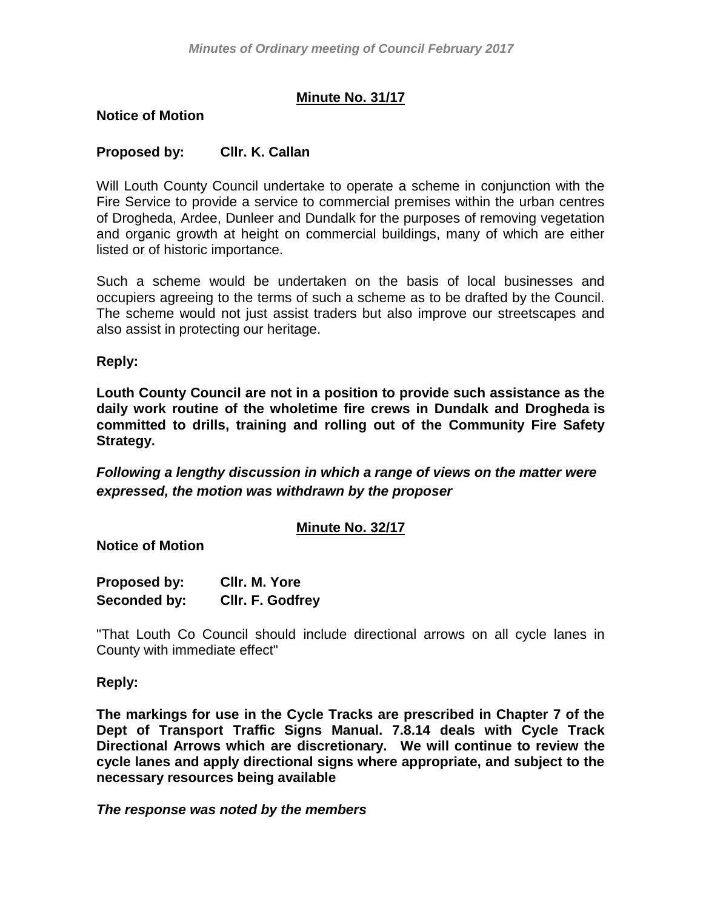## Minute No. 31/17

**Notice of Motion**

**Proposed by: Cllr. K. Callan**

Will Louth County Council undertake to operate a scheme in conjunction with the Fire Service to provide a service to commercial premises within the urban centres of Drogheda, Ardee, Dunleer and Dundalk for the purposes of removing vegetation and organic growth at height on commercial buildings, many of which are either listed or of historic importance.

Such a scheme would be undertaken on the basis of local businesses and occupiers agreeing to the terms of such a scheme as to be drafted by the Council. The scheme would not just assist traders but also improve our streetscapes and also assist in protecting our heritage.

**Reply:**

**Louth County Council are not in a position to provide such assistance as the daily work routine of the wholetime fire crews in Dundalk and Drogheda is committed to drills, training and rolling out of the Community Fire Safety Strategy.**

***Following a lengthy discussion in which a range of views on the matter were expressed, the motion was withdrawn by the proposer***

## Minute No. 32/17

**Notice of Motion**

**Proposed by: Cllr. M. Yore**
**Seconded by: Cllr. F. Godfrey**

"That Louth Co Council should include directional arrows on all cycle lanes in County with immediate effect"

**Reply:**

**The markings for use in the Cycle Tracks are prescribed in Chapter 7 of the Dept of Transport Traffic Signs Manual. 7.8.14 deals with Cycle Track Directional Arrows which are discretionary. We will continue to review the cycle lanes and apply directional signs where appropriate, and subject to the necessary resources being available**

***The response was noted by the members***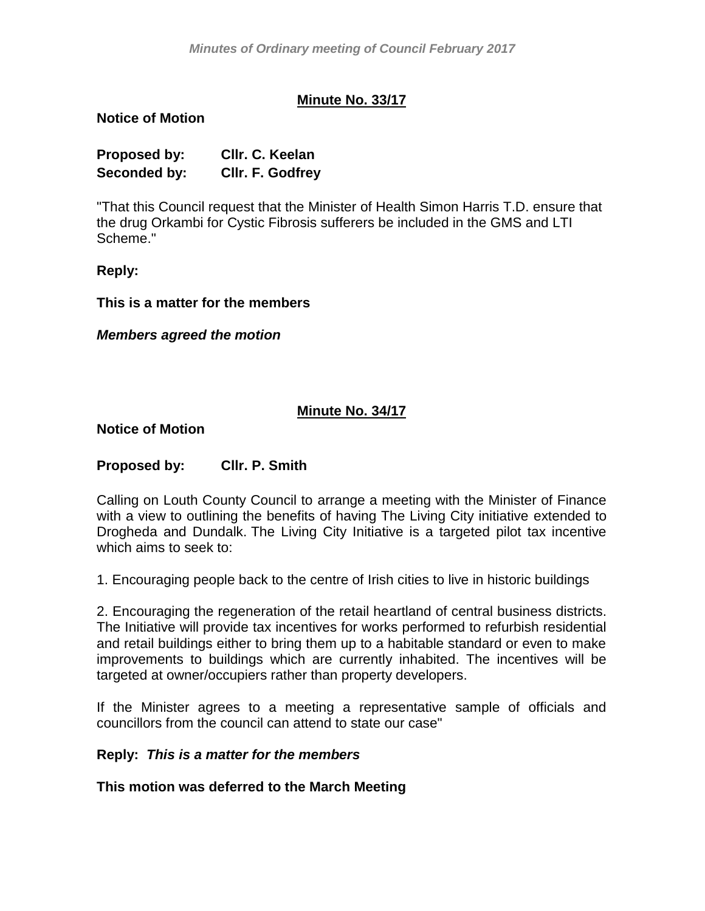## Minute No. 33/17

**Notice of Motion**

**Proposed by:** **Cllr. C. Keelan**
**Seconded by:** **Cllr. F. Godfrey**

"That this Council request that the Minister of Health Simon Harris T.D. ensure that the drug Orkambi for Cystic Fibrosis sufferers be included in the GMS and LTI Scheme."

**Reply:**

**This is a matter for the members**

***Members agreed the motion***

## Minute No. 34/17

**Notice of Motion**

**Proposed by:** **Cllr. P. Smith**

Calling on Louth County Council to arrange a meeting with the Minister of Finance with a view to outlining the benefits of having The Living City initiative extended to Drogheda and Dundalk. The Living City Initiative is a targeted pilot tax incentive which aims to seek to:

1. Encouraging people back to the centre of Irish cities to live in historic buildings

2. Encouraging the regeneration of the retail heartland of central business districts. The Initiative will provide tax incentives for works performed to refurbish residential and retail buildings either to bring them up to a habitable standard or even to make improvements to buildings which are currently inhabited. The incentives will be targeted at owner/occupiers rather than property developers.

If the Minister agrees to a meeting a representative sample of officials and councillors from the council can attend to state our case"

**Reply:** ***This is a matter for the members***

**This motion was deferred to the March Meeting**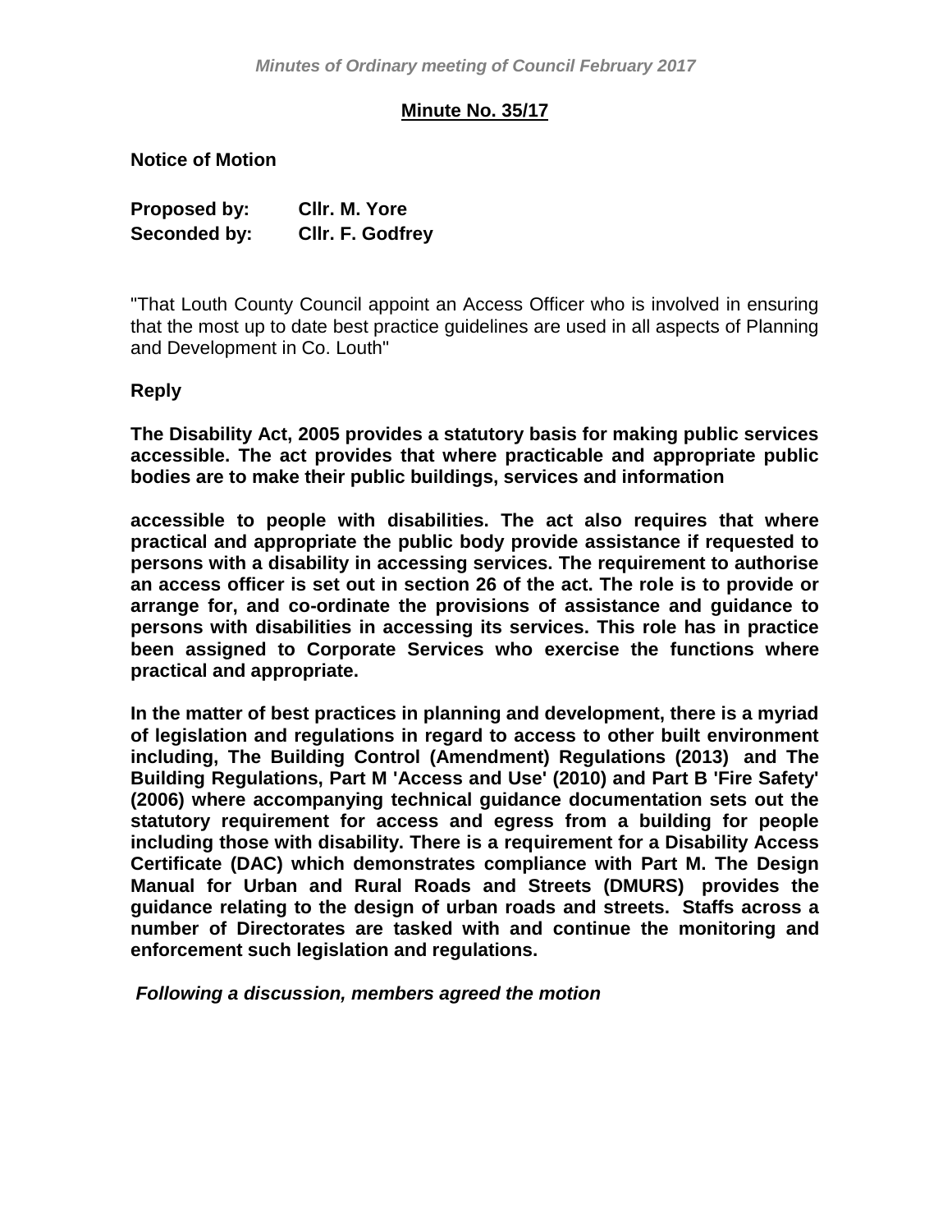## Minute No. 35/17

**Notice of Motion**

**Proposed by:** Cllr. M. Yore
**Seconded by:** Cllr. F. Godfrey

"That Louth County Council appoint an Access Officer who is involved in ensuring that the most up to date best practice guidelines are used in all aspects of Planning and Development in Co. Louth"

**Reply**

**The Disability Act, 2005 provides a statutory basis for making public services accessible. The act provides that where practicable and appropriate public bodies are to make their public buildings, services and information**

**accessible to people with disabilities. The act also requires that where practical and appropriate the public body provide assistance if requested to persons with a disability in accessing services. The requirement to authorise an access officer is set out in section 26 of the act. The role is to provide or arrange for, and co-ordinate the provisions of assistance and guidance to persons with disabilities in accessing its services. This role has in practice been assigned to Corporate Services who exercise the functions where practical and appropriate.**

**In the matter of best practices in planning and development, there is a myriad of legislation and regulations in regard to access to other built environment including, The Building Control (Amendment) Regulations (2013) and The Building Regulations, Part M 'Access and Use' (2010) and Part B 'Fire Safety' (2006) where accompanying technical guidance documentation sets out the statutory requirement for access and egress from a building for people including those with disability. There is a requirement for a Disability Access Certificate (DAC) which demonstrates compliance with Part M. The Design Manual for Urban and Rural Roads and Streets (DMURS) provides the guidance relating to the design of urban roads and streets. Staffs across a number of Directorates are tasked with and continue the monitoring and enforcement such legislation and regulations.**

***Following a discussion, members agreed the motion***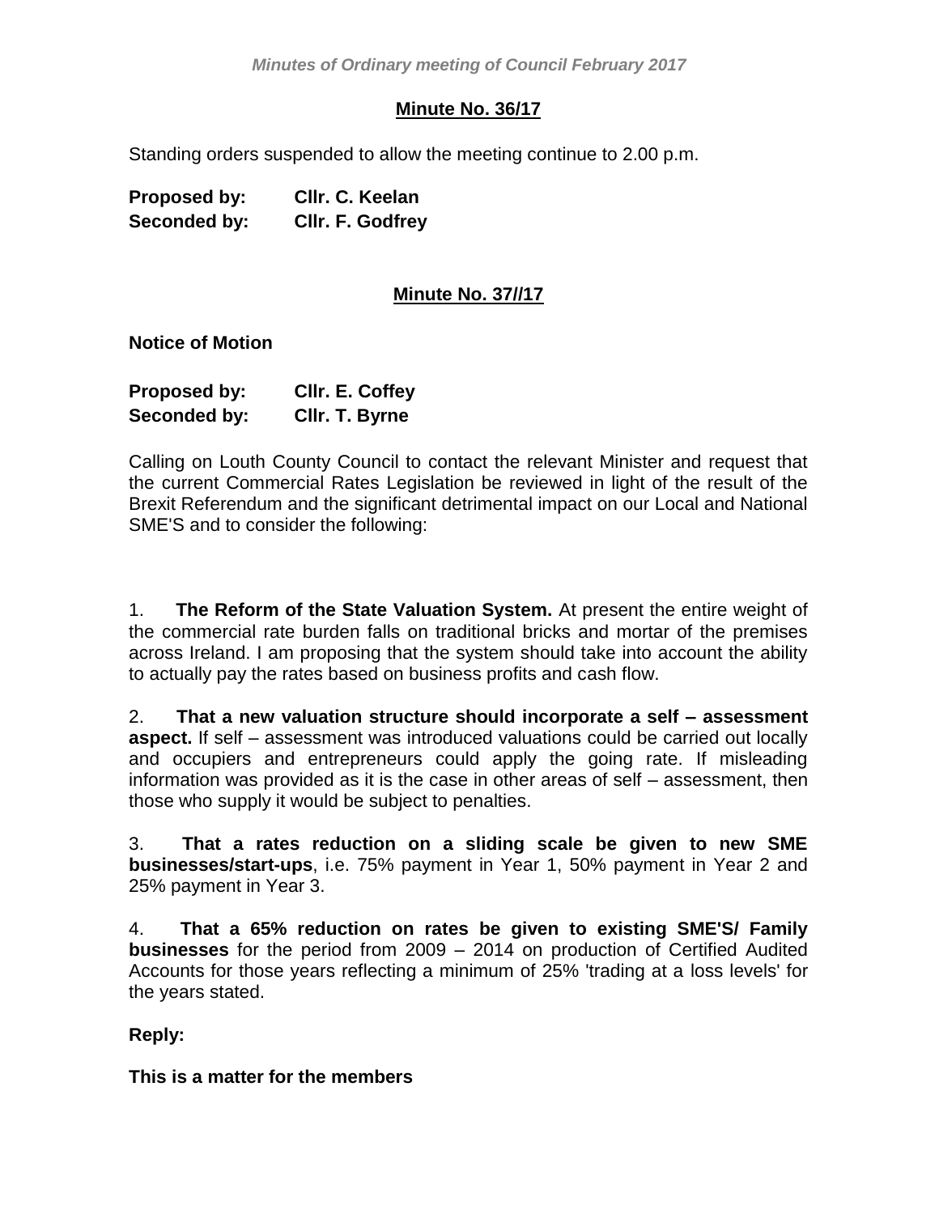**Minute No. 36/17**

Standing orders suspended to allow the meeting continue to 2.00 p.m.

**Proposed by:** **Cllr. C. Keelan**
**Seconded by:** **Cllr. F. Godfrey**

**Minute No. 37//17**

**Notice of Motion**

**Proposed by:** **Cllr. E. Coffey**
**Seconded by:** **Cllr. T. Byrne**

Calling on Louth County Council to contact the relevant Minister and request that the current Commercial Rates Legislation be reviewed in light of the result of the Brexit Referendum and the significant detrimental impact on our Local and National SME'S and to consider the following:

1. **The Reform of the State Valuation System.** At present the entire weight of the commercial rate burden falls on traditional bricks and mortar of the premises across Ireland. I am proposing that the system should take into account the ability to actually pay the rates based on business profits and cash flow.

2. **That a new valuation structure should incorporate a self – assessment aspect.** If self – assessment was introduced valuations could be carried out locally and occupiers and entrepreneurs could apply the going rate. If misleading information was provided as it is the case in other areas of self – assessment, then those who supply it would be subject to penalties.

3. **That a rates reduction on a sliding scale be given to new SME businesses/start-ups**, i.e. 75% payment in Year 1, 50% payment in Year 2 and 25% payment in Year 3.

4. **That a 65% reduction on rates be given to existing SME'S/ Family businesses** for the period from 2009 – 2014 on production of Certified Audited Accounts for those years reflecting a minimum of 25% 'trading at a loss levels' for the years stated.

**Reply:**

**This is a matter for the members**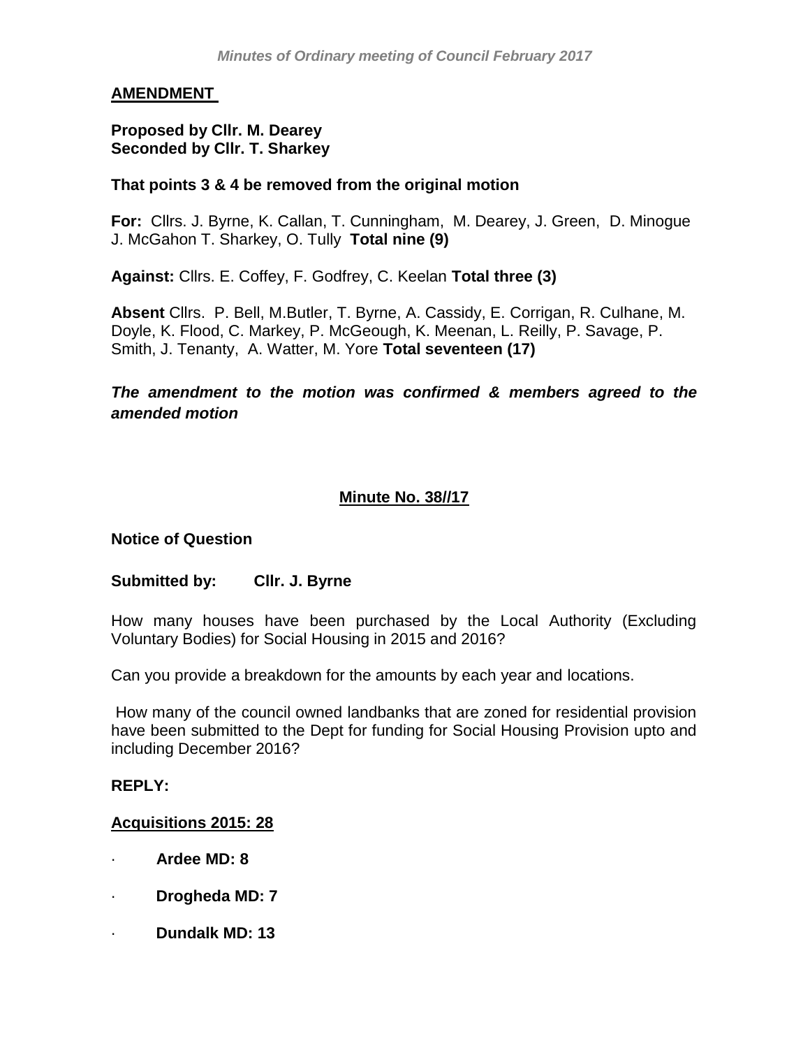**<u>AMENDMENT</u>**

**Proposed by Cllr. M. Dearey**
**Seconded by Cllr. T. Sharkey**

**That points 3 & 4 be removed from the original motion**

**For:** Cllrs. J. Byrne, K. Callan, T. Cunningham, M. Dearey, J. Green, D. Minogue J. McGahon T. Sharkey, O. Tully **Total nine (9)**

**Against:** Cllrs. E. Coffey, F. Godfrey, C. Keelan **Total three (3)**

**Absent** Cllrs. P. Bell, M.Butler, T. Byrne, A. Cassidy, E. Corrigan, R. Culhane, M. Doyle, K. Flood, C. Markey, P. McGeough, K. Meenan, L. Reilly, P. Savage, P. Smith, J. Tenanty, A. Watter, M. Yore **Total seventeen (17)**

***The amendment to the motion was confirmed & members agreed to the amended motion***

## <u>Minute No. 38//17</u>

**Notice of Question**

**Submitted by: Cllr. J. Byrne**

How many houses have been purchased by the Local Authority (Excluding Voluntary Bodies) for Social Housing in 2015 and 2016?

Can you provide a breakdown for the amounts by each year and locations.

How many of the council owned landbanks that are zoned for residential provision have been submitted to the Dept for funding for Social Housing Provision upto and including December 2016?

**REPLY:**

**<u>Acquisitions 2015: 28</u>**

- **Ardee MD: 8**
- **Drogheda MD: 7**
- **Dundalk MD: 13**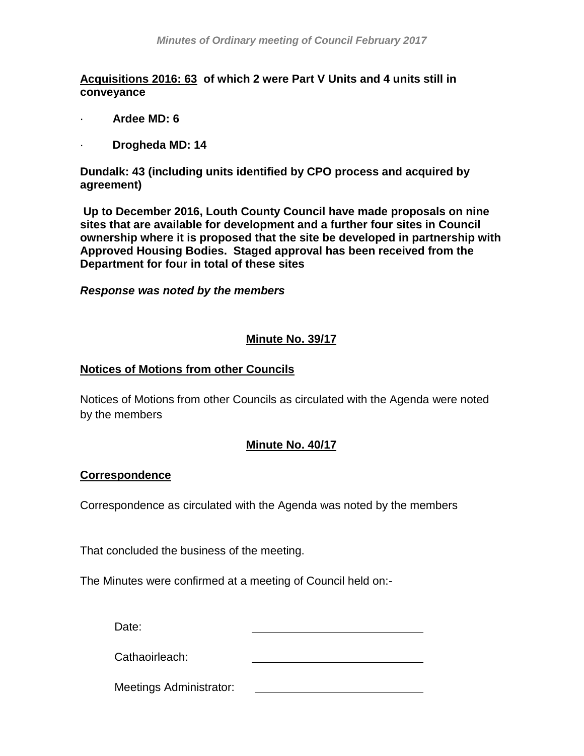**Acquisitions 2016: 63 of which 2 were Part V Units and 4 units still in conveyance**

- **Ardee MD: 6**
- **Drogheda MD: 14**

**Dundalk: 43 (including units identified by CPO process and acquired by agreement)**

**Up to December 2016, Louth County Council have made proposals on nine sites that are available for development and a further four sites in Council ownership where it is proposed that the site be developed in partnership with Approved Housing Bodies. Staged approval has been received from the Department for four in total of these sites**

***Response was noted by the members***

**Minute No. 39/17**

**Notices of Motions from other Councils**

Notices of Motions from other Councils as circulated with the Agenda were noted by the members

**Minute No. 40/17**

**Correspondence**

Correspondence as circulated with the Agenda was noted by the members

That concluded the business of the meeting.

The Minutes were confirmed at a meeting of Council held on:-

Date: ____________________________

Cathaoirleach: ____________________________

Meetings Administrator: ____________________________